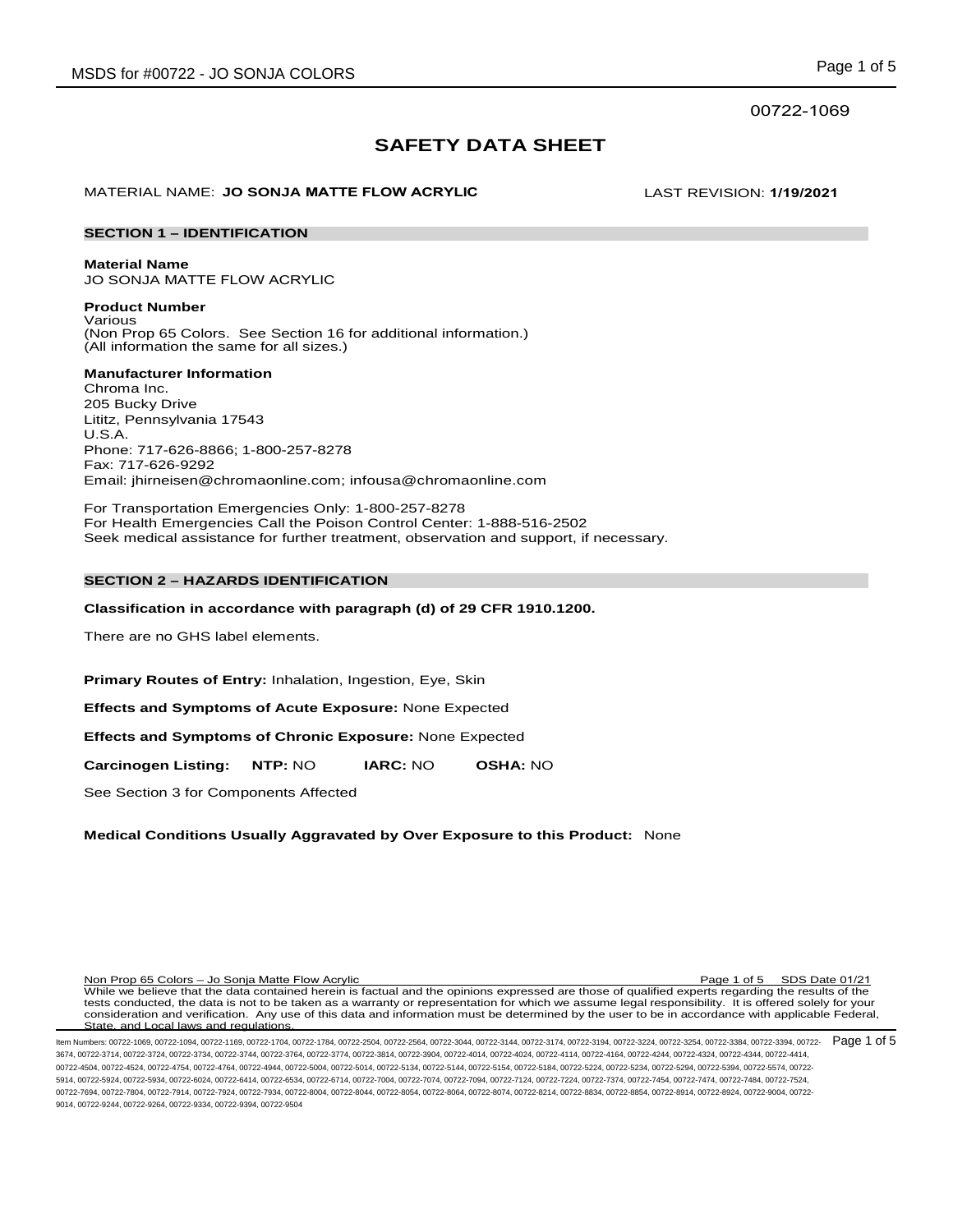00722-1069

# SAFETY DATA SHEET

MATERIAL NAME: **JO SONJA MATTE FLOW ACRYLIC** LAST REVISION: **1/19/2021**

## SECTION 1 – IDENTIFICATION

**Material Name**
JO SONJA MATTE FLOW ACRYLIC

**Product Number**
Various
(Non Prop 65 Colors. See Section 16 for additional information.)
(All information the same for all sizes.)

**Manufacturer Information**
Chroma Inc.
205 Bucky Drive
Lititz, Pennsylvania 17543
U.S.A.
Phone: 717-626-8866; 1-800-257-8278
Fax: 717-626-9292
Email: jhirneisen@chromaonline.com; infousa@chromaonline.com

For Transportation Emergencies Only: 1-800-257-8278
For Health Emergencies Call the Poison Control Center: 1-888-516-2502
Seek medical assistance for further treatment, observation and support, if necessary.

## SECTION 2 – HAZARDS IDENTIFICATION

**Classification in accordance with paragraph (d) of 29 CFR 1910.1200.**

There are no GHS label elements.

**Primary Routes of Entry:** Inhalation, Ingestion, Eye, Skin

**Effects and Symptoms of Acute Exposure:** None Expected

**Effects and Symptoms of Chronic Exposure:** None Expected

**Carcinogen Listing:** **NTP:** NO **IARC:** NO **OSHA:** NO

See Section 3 for Components Affected

**Medical Conditions Usually Aggravated by Over Exposure to this Product:** None

Non Prop 65 Colors – Jo Sonja Matte Flow Acrylic SDS Date 01/21
While we believe that the data contained herein is factual and the opinions expressed are those of qualified experts regarding the results of the tests conducted, the data is not to be taken as a warranty or representation for which we assume legal responsibility. It is offered solely for your consideration and verification. Any use of this data and information must be determined by the user to be in accordance with applicable Federal, State, and Local laws and regulations.

Item Numbers: 00722-1069, 00722-1094, 00722-1169, 00722-1704, 00722-1784, 00722-2504, 00722-2564, 00722-3044, 00722-3144, 00722-3174, 00722-3194, 00722-3224, 00722-3254, 00722-3384, 00722-3394, 00722-3674, 00722-3714, 00722-3724, 00722-3734, 00722-3744, 00722-3764, 00722-3774, 00722-3814, 00722-3904, 00722-4014, 00722-4024, 00722-4114, 00722-4164, 00722-4244, 00722-4324, 00722-4344, 00722-4414, 00722-4504, 00722-4524, 00722-4754, 00722-4764, 00722-4944, 00722-5004, 00722-5014, 00722-5134, 00722-5144, 00722-5154, 00722-5184, 00722-5224, 00722-5234, 00722-5294, 00722-5394, 00722-5574, 00722-5914, 00722-5924, 00722-5934, 00722-6024, 00722-6414, 00722-6534, 00722-6714, 00722-7004, 00722-7074, 00722-7094, 00722-7124, 00722-7224, 00722-7374, 00722-7454, 00722-7474, 00722-7484, 00722-7524, 00722-7694, 00722-7804, 00722-7914, 00722-7924, 00722-7934, 00722-8004, 00722-8044, 00722-8054, 00722-8064, 00722-8074, 00722-8214, 00722-8834, 00722-8854, 00722-8914, 00722-8924, 00722-9004, 00722-9014, 00722-9244, 00722-9264, 00722-9334, 00722-9394, 00722-9504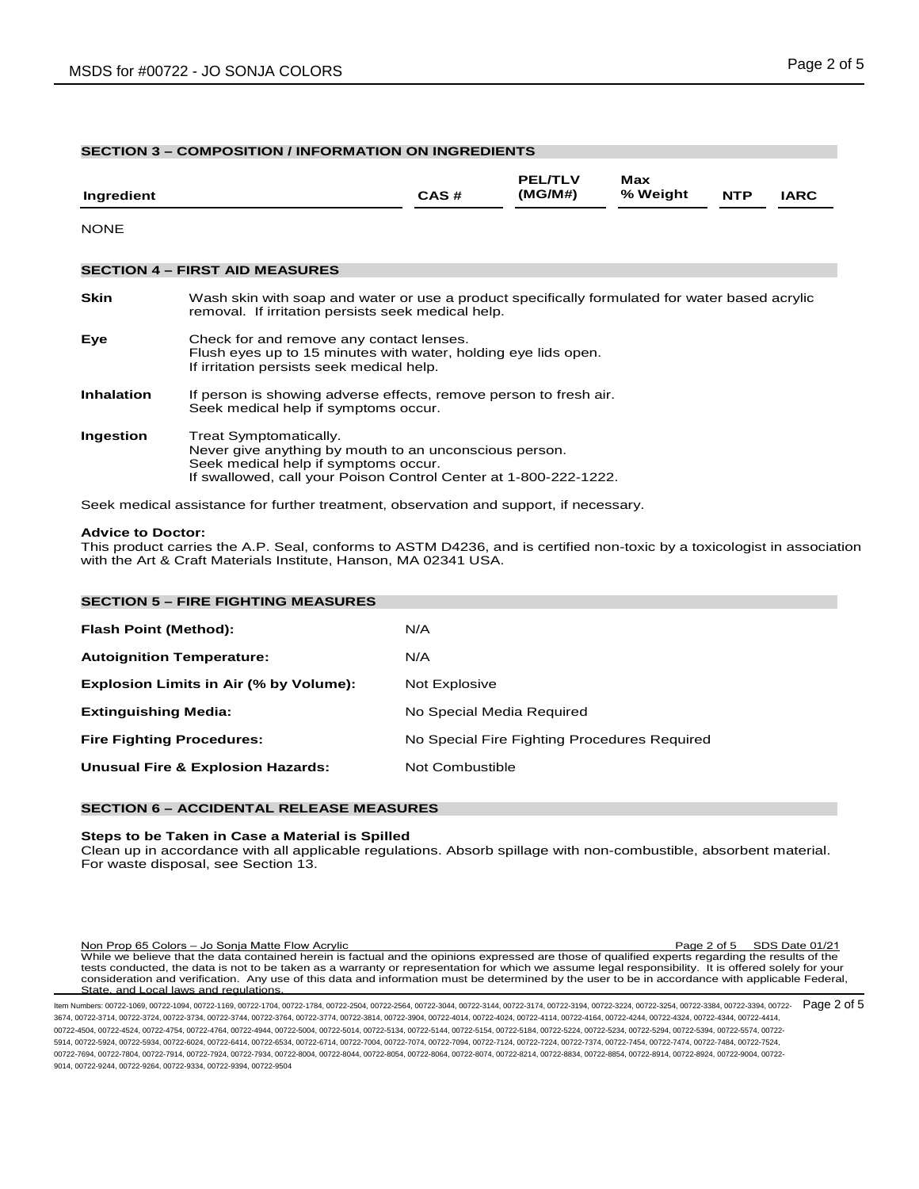## SECTION 3 – COMPOSITION / INFORMATION ON INGREDIENTS

| Ingredient | CAS # | PEL/TLV (MG/M#) | Max % Weight | NTP | IARC |
|---|---|---|---|---|---|

NONE

## SECTION 4 – FIRST AID MEASURES

**Skin** Wash skin with soap and water or use a product specifically formulated for water based acrylic removal. If irritation persists seek medical help.

**Eye** Check for and remove any contact lenses.
Flush eyes up to 15 minutes with water, holding eye lids open.
If irritation persists seek medical help.

**Inhalation** If person is showing adverse effects, remove person to fresh air.
Seek medical help if symptoms occur.

**Ingestion** Treat Symptomatically.
Never give anything by mouth to an unconscious person.
Seek medical help if symptoms occur.
If swallowed, call your Poison Control Center at 1-800-222-1222.

Seek medical assistance for further treatment, observation and support, if necessary.

**Advice to Doctor:**
This product carries the A.P. Seal, conforms to ASTM D4236, and is certified non-toxic by a toxicologist in association with the Art & Craft Materials Institute, Hanson, MA 02341 USA.

## SECTION 5 – FIRE FIGHTING MEASURES

| | |
|---|---|
| **Flash Point (Method):** | N/A |
| **Autoignition Temperature:** | N/A |
| **Explosion Limits in Air (% by Volume):** | Not Explosive |
| **Extinguishing Media:** | No Special Media Required |
| **Fire Fighting Procedures:** | No Special Fire Fighting Procedures Required |
| **Unusual Fire & Explosion Hazards:** | Not Combustible |

## SECTION 6 – ACCIDENTAL RELEASE MEASURES

**Steps to be Taken in Case a Material is Spilled**
Clean up in accordance with all applicable regulations. Absorb spillage with non-combustible, absorbent material. For waste disposal, see Section 13.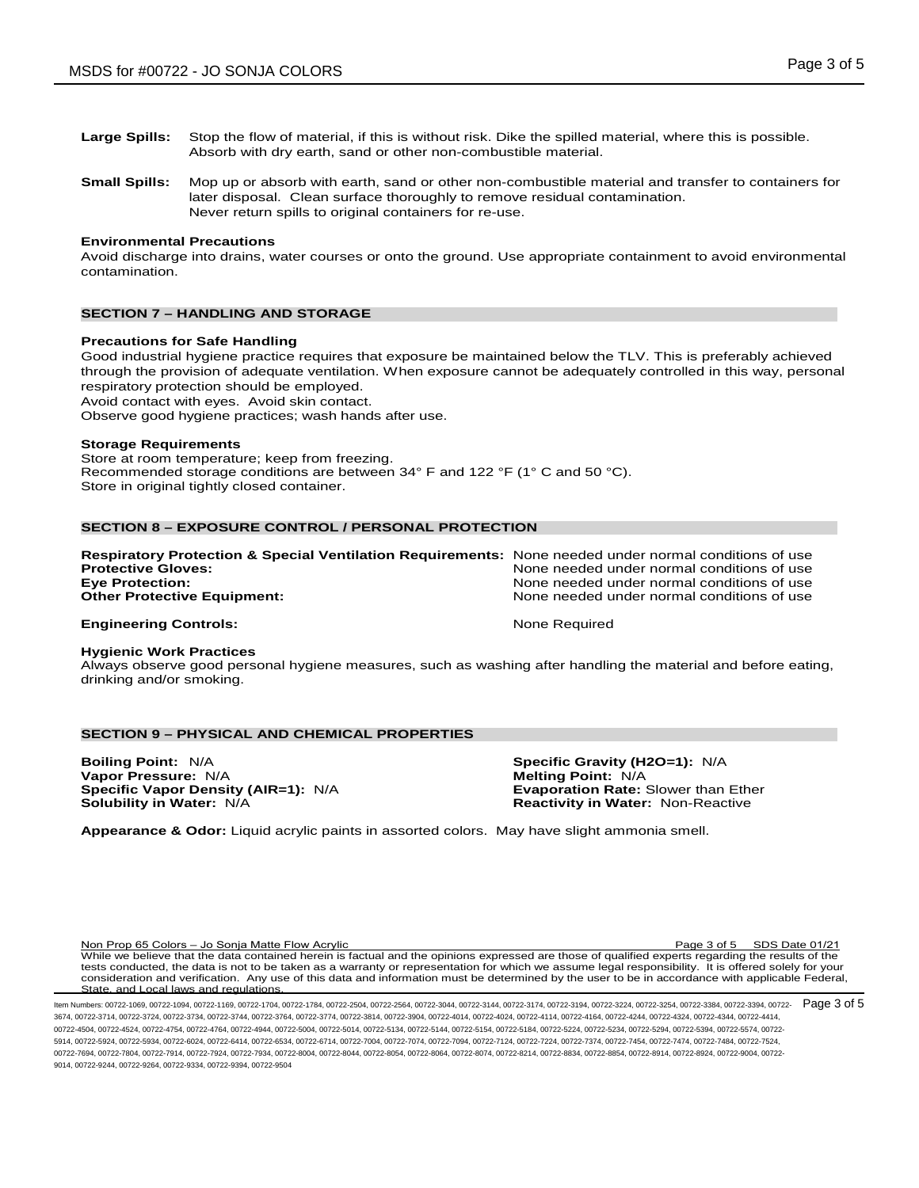**Large Spills:** Stop the flow of material, if this is without risk. Dike the spilled material, where this is possible. Absorb with dry earth, sand or other non-combustible material.

**Small Spills:** Mop up or absorb with earth, sand or other non-combustible material and transfer to containers for later disposal. Clean surface thoroughly to remove residual contamination. Never return spills to original containers for re-use.

**Environmental Precautions**

Avoid discharge into drains, water courses or onto the ground. Use appropriate containment to avoid environmental contamination.

## SECTION 7 – HANDLING AND STORAGE

**Precautions for Safe Handling**

Good industrial hygiene practice requires that exposure be maintained below the TLV. This is preferably achieved through the provision of adequate ventilation. When exposure cannot be adequately controlled in this way, personal respiratory protection should be employed.
Avoid contact with eyes. Avoid skin contact.
Observe good hygiene practices; wash hands after use.

**Storage Requirements**

Store at room temperature; keep from freezing.
Recommended storage conditions are between 34° F and 122 °F (1° C and 50 °C).
Store in original tightly closed container.

## SECTION 8 – EXPOSURE CONTROL / PERSONAL PROTECTION

**Respiratory Protection & Special Ventilation Requirements:** None needed under normal conditions of use
**Protective Gloves:** None needed under normal conditions of use
**Eye Protection:** None needed under normal conditions of use
**Other Protective Equipment:** None needed under normal conditions of use

**Engineering Controls:** None Required

**Hygienic Work Practices**

Always observe good personal hygiene measures, such as washing after handling the material and before eating, drinking and/or smoking.

## SECTION 9 – PHYSICAL AND CHEMICAL PROPERTIES

**Boiling Point:** N/A
**Vapor Pressure:** N/A
**Specific Vapor Density (AIR=1):** N/A
**Solubility in Water:** N/A
**Specific Gravity (H2O=1):** N/A
**Melting Point:** N/A
**Evaporation Rate:** Slower than Ether
**Reactivity in Water:** Non-Reactive

**Appearance & Odor:** Liquid acrylic paints in assorted colors. May have slight ammonia smell.

Non Prop 65 Colors – Jo Sonja Matte Flow Acrylic SDS Date 01/21

While we believe that the data contained herein is factual and the opinions expressed are those of qualified experts regarding the results of the tests conducted, the data is not to be taken as a warranty or representation for which we assume legal responsibility. It is offered solely for your consideration and verification. Any use of this data and information must be determined by the user to be in accordance with applicable Federal, State, and Local laws and regulations.

Item Numbers: 00722-1069, 00722-1094, 00722-1169, 00722-1704, 00722-1784, 00722-2504, 00722-2564, 00722-3044, 00722-3144, 00722-3174, 00722-3194, 00722-3224, 00722-3254, 00722-3384, 00722-3394, 00722-3674, 00722-3714, 00722-3724, 00722-3734, 00722-3744, 00722-3764, 00722-3774, 00722-3814, 00722-3904, 00722-4014, 00722-4024, 00722-4114, 00722-4164, 00722-4244, 00722-4324, 00722-4344, 00722-4414, 00722-4504, 00722-4524, 00722-4754, 00722-4764, 00722-4944, 00722-5004, 00722-5014, 00722-5134, 00722-5144, 00722-5154, 00722-5184, 00722-5224, 00722-5234, 00722-5294, 00722-5394, 00722-5574, 00722-5914, 00722-5924, 00722-5934, 00722-6024, 00722-6414, 00722-6534, 00722-6714, 00722-7004, 00722-7074, 00722-7094, 00722-7124, 00722-7224, 00722-7374, 00722-7454, 00722-7474, 00722-7484, 00722-7524, 00722-7694, 00722-7804, 00722-7914, 00722-7924, 00722-7934, 00722-8004, 00722-8044, 00722-8054, 00722-8064, 00722-8074, 00722-8214, 00722-8834, 00722-8854, 00722-8914, 00722-8924, 00722-9004, 00722-9014, 00722-9244, 00722-9264, 00722-9334, 00722-9394, 00722-9504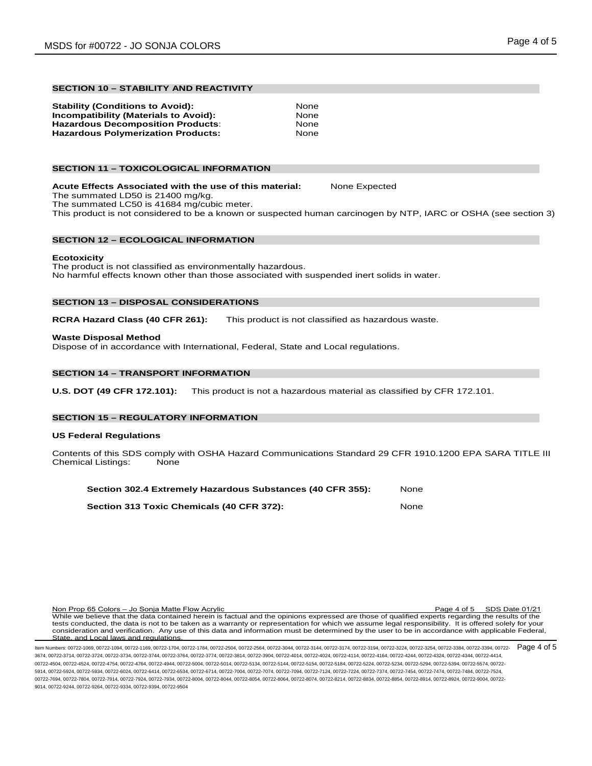## SECTION 10 – STABILITY AND REACTIVITY

| | |
|---|---|
| **Stability (Conditions to Avoid):** | None |
| **Incompatibility (Materials to Avoid):** | None |
| **Hazardous Decomposition Products**: | None |
| **Hazardous Polymerization Products:** | None |

## SECTION 11 – TOXICOLOGICAL INFORMATION

**Acute Effects Associated with the use of this material:** None Expected

The summated LD50 is 21400 mg/kg.
The summated LC50 is 41684 mg/cubic meter.
This product is not considered to be a known or suspected human carcinogen by NTP, IARC or OSHA (see section 3)

## SECTION 12 – ECOLOGICAL INFORMATION

**Ecotoxicity**

The product is not classified as environmentally hazardous.
No harmful effects known other than those associated with suspended inert solids in water.

## SECTION 13 – DISPOSAL CONSIDERATIONS

**RCRA Hazard Class (40 CFR 261):** This product is not classified as hazardous waste.

**Waste Disposal Method**

Dispose of in accordance with International, Federal, State and Local regulations.

## SECTION 14 – TRANSPORT INFORMATION

**U.S. DOT (49 CFR 172.101):** This product is not a hazardous material as classified by CFR 172.101.

## SECTION 15 – REGULATORY INFORMATION

**US Federal Regulations**

Contents of this SDS comply with OSHA Hazard Communications Standard 29 CFR 1910.1200 EPA SARA TITLE III Chemical Listings: None

| | |
|---|---|
| **Section 302.4 Extremely Hazardous Substances (40 CFR 355):** | None |
| **Section 313 Toxic Chemicals (40 CFR 372):** | None |

Non Prop 65 Colors – Jo Sonja Matte Flow Acrylic SDS Date 01/21

While we believe that the data contained herein is factual and the opinions expressed are those of qualified experts regarding the results of the tests conducted, the data is not to be taken as a warranty or representation for which we assume legal responsibility. It is offered solely for your consideration and verification. Any use of this data and information must be determined by the user to be in accordance with applicable Federal, State, and Local laws and regulations.

Item Numbers: 00722-1069, 00722-1094, 00722-1169, 00722-1704, 00722-1784, 00722-2504, 00722-2564, 00722-3044, 00722-3144, 00722-3174, 00722-3194, 00722-3224, 00722-3254, 00722-3384, 00722-3394, 00722-3674, 00722-3714, 00722-3724, 00722-3734, 00722-3744, 00722-3764, 00722-3774, 00722-3814, 00722-3904, 00722-4014, 00722-4024, 00722-4114, 00722-4164, 00722-4244, 00722-4324, 00722-4344, 00722-4414, 00722-4504, 00722-4524, 00722-4754, 00722-4764, 00722-4944, 00722-5004, 00722-5014, 00722-5134, 00722-5144, 00722-5154, 00722-5184, 00722-5224, 00722-5234, 00722-5294, 00722-5394, 00722-5574, 00722-5914, 00722-5924, 00722-5934, 00722-6024, 00722-6414, 00722-6534, 00722-6714, 00722-7004, 00722-7074, 00722-7094, 00722-7124, 00722-7224, 00722-7374, 00722-7454, 00722-7474, 00722-7484, 00722-7524, 00722-7694, 00722-7804, 00722-7914, 00722-7924, 00722-7934, 00722-8004, 00722-8044, 00722-8054, 00722-8064, 00722-8074, 00722-8214, 00722-8834, 00722-8854, 00722-8914, 00722-8924, 00722-9004, 00722-9014, 00722-9244, 00722-9264, 00722-9334, 00722-9394, 00722-9504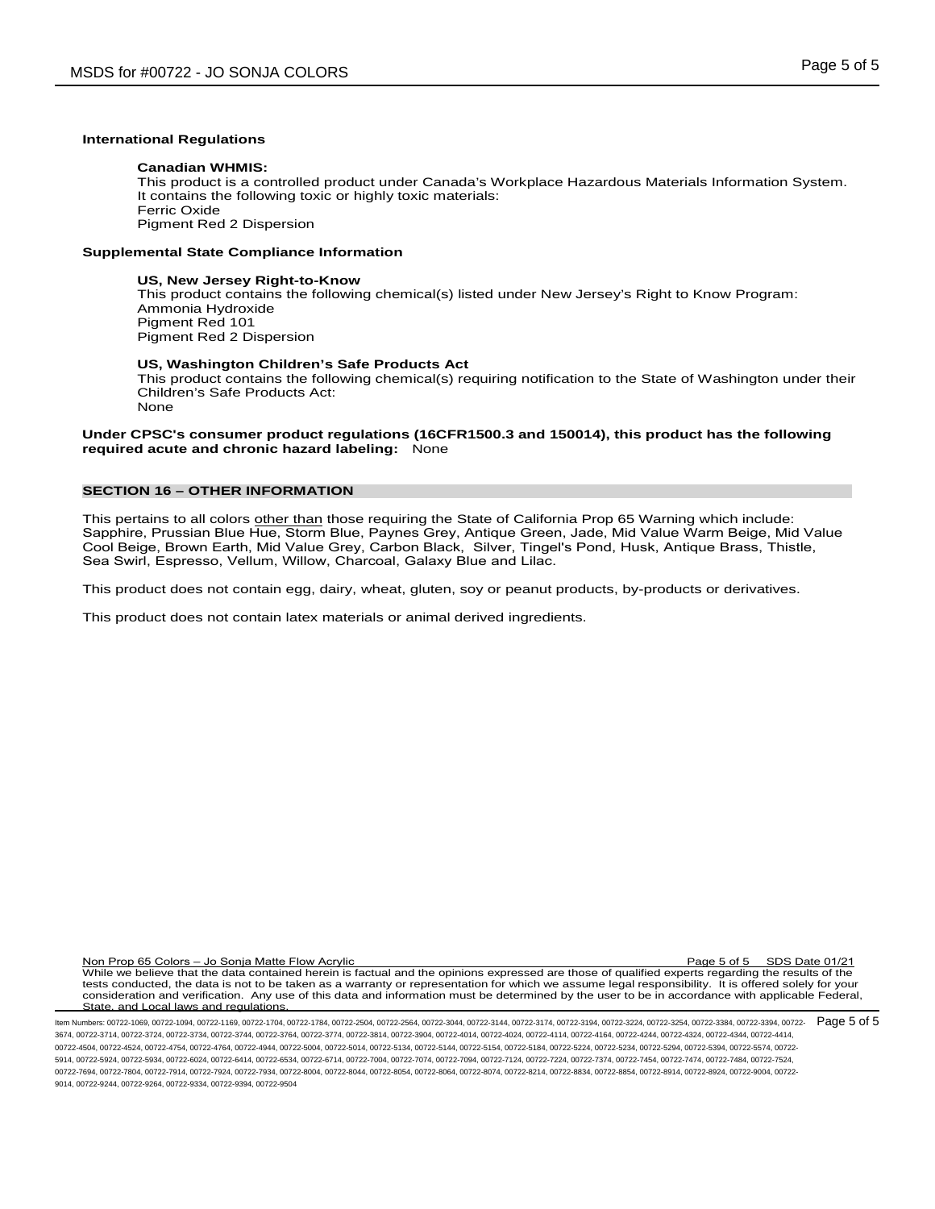**International Regulations**

**Canadian WHMIS:**
This product is a controlled product under Canada's Workplace Hazardous Materials Information System. It contains the following toxic or highly toxic materials:
Ferric Oxide
Pigment Red 2 Dispersion

**Supplemental State Compliance Information**

**US, New Jersey Right-to-Know**
This product contains the following chemical(s) listed under New Jersey's Right to Know Program:
Ammonia Hydroxide
Pigment Red 101
Pigment Red 2 Dispersion

**US, Washington Children's Safe Products Act**
This product contains the following chemical(s) requiring notification to the State of Washington under their Children's Safe Products Act:
None

**Under CPSC's consumer product regulations (16CFR1500.3 and 150014), this product has the following required acute and chronic hazard labeling:** None

## SECTION 16 – OTHER INFORMATION

This pertains to all colors other than those requiring the State of California Prop 65 Warning which include: Sapphire, Prussian Blue Hue, Storm Blue, Paynes Grey, Antique Green, Jade, Mid Value Warm Beige, Mid Value Cool Beige, Brown Earth, Mid Value Grey, Carbon Black, Silver, Tingel's Pond, Husk, Antique Brass, Thistle, Sea Swirl, Espresso, Vellum, Willow, Charcoal, Galaxy Blue and Lilac.

This product does not contain egg, dairy, wheat, gluten, soy or peanut products, by-products or derivatives.

This product does not contain latex materials or animal derived ingredients.

Non Prop 65 Colors – Jo Sonja Matte Flow Acrylic SDS Date 01/21

While we believe that the data contained herein is factual and the opinions expressed are those of qualified experts regarding the results of the tests conducted, the data is not to be taken as a warranty or representation for which we assume legal responsibility. It is offered solely for your consideration and verification. Any use of this data and information must be determined by the user to be in accordance with applicable Federal, State, and Local laws and regulations.

Item Numbers: 00722-1069, 00722-1094, 00722-1169, 00722-1704, 00722-1784, 00722-2504, 00722-2564, 00722-3044, 00722-3144, 00722-3174, 00722-3194, 00722-3224, 00722-3254, 00722-3384, 00722-3394, 00722-3674, 00722-3714, 00722-3724, 00722-3734, 00722-3744, 00722-3764, 00722-3774, 00722-3814, 00722-3904, 00722-4014, 00722-4024, 00722-4114, 00722-4164, 00722-4244, 00722-4324, 00722-4344, 00722-4414, 00722-4504, 00722-4524, 00722-4754, 00722-4764, 00722-4944, 00722-5004, 00722-5014, 00722-5134, 00722-5144, 00722-5154, 00722-5184, 00722-5224, 00722-5234, 00722-5294, 00722-5394, 00722-5574, 00722-5914, 00722-5924, 00722-5934, 00722-6024, 00722-6414, 00722-6534, 00722-6714, 00722-7004, 00722-7074, 00722-7094, 00722-7124, 00722-7224, 00722-7374, 00722-7454, 00722-7474, 00722-7484, 00722-7524, 00722-7694, 00722-7804, 00722-7914, 00722-7924, 00722-7934, 00722-8004, 00722-8044, 00722-8054, 00722-8064, 00722-8074, 00722-8214, 00722-8834, 00722-8854, 00722-8914, 00722-8924, 00722-9004, 00722-9014, 00722-9244, 00722-9264, 00722-9334, 00722-9394, 00722-9504